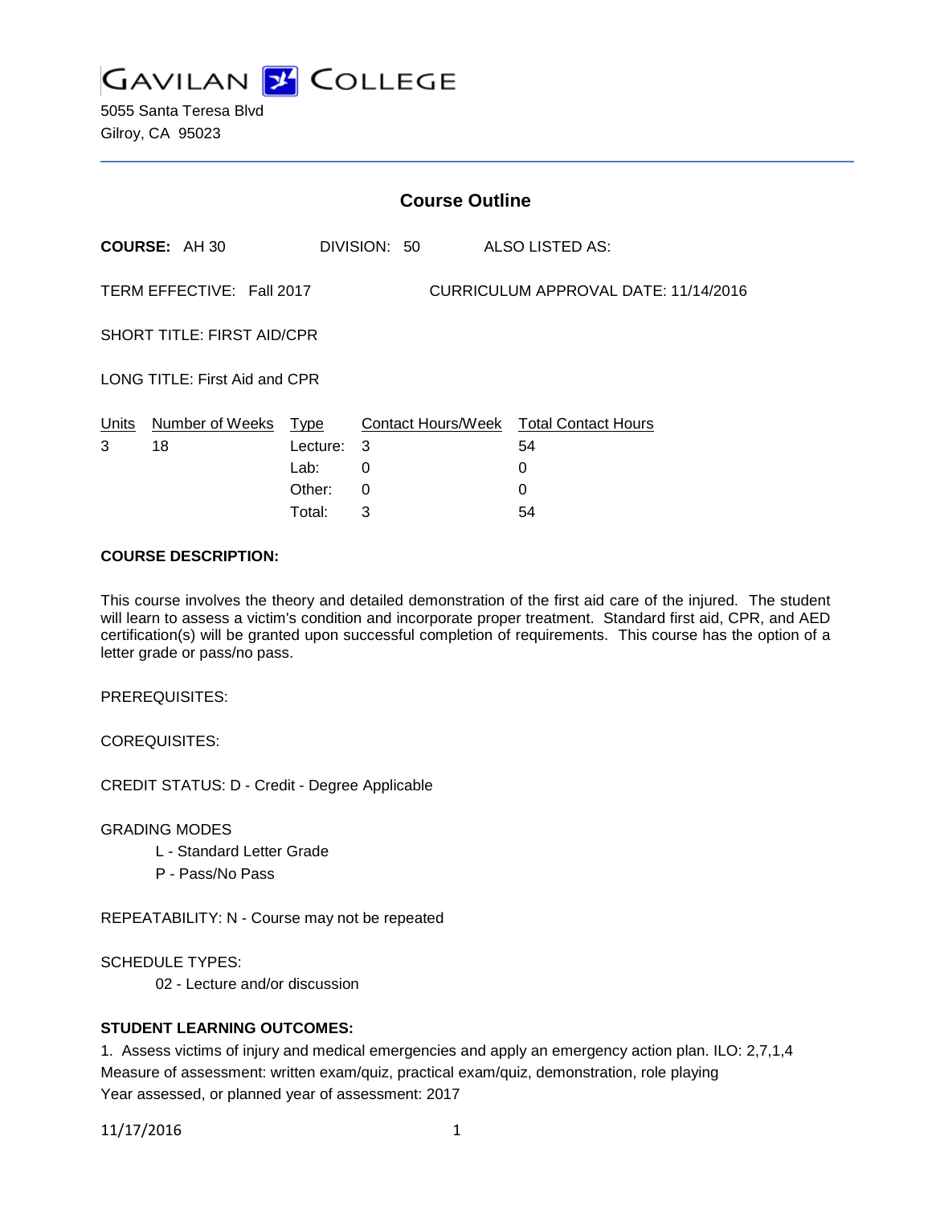# GAVILAN COLLEGE

5055 Santa Teresa Blvd
Gilroy, CA 95023

## Course Outline

**COURSE:** AH 30 DIVISION: 50 ALSO LISTED AS:

TERM EFFECTIVE: Fall 2017 CURRICULUM APPROVAL DATE: 11/14/2016

SHORT TITLE: FIRST AID/CPR

LONG TITLE: First Aid and CPR

| Units | Number of Weeks | Type | Contact Hours/Week | Total Contact Hours |
|---|---|---|---|---|
| 3 | 18 | Lecture: | 3 | 54 |
| | | Lab: | 0 | 0 |
| | | Other: | 0 | 0 |
| | | Total: | 3 | 54 |

**COURSE DESCRIPTION:**

This course involves the theory and detailed demonstration of the first aid care of the injured. The student will learn to assess a victim's condition and incorporate proper treatment. Standard first aid, CPR, and AED certification(s) will be granted upon successful completion of requirements. This course has the option of a letter grade or pass/no pass.

PREREQUISITES:

COREQUISITES:

CREDIT STATUS: D - Credit - Degree Applicable

GRADING MODES

- L - Standard Letter Grade
- P - Pass/No Pass

REPEATABILITY: N - Course may not be repeated

SCHEDULE TYPES:

- 02 - Lecture and/or discussion

**STUDENT LEARNING OUTCOMES:**

1. Assess victims of injury and medical emergencies and apply an emergency action plan. ILO: 2,7,1,4
Measure of assessment: written exam/quiz, practical exam/quiz, demonstration, role playing
Year assessed, or planned year of assessment: 2017

11/17/2016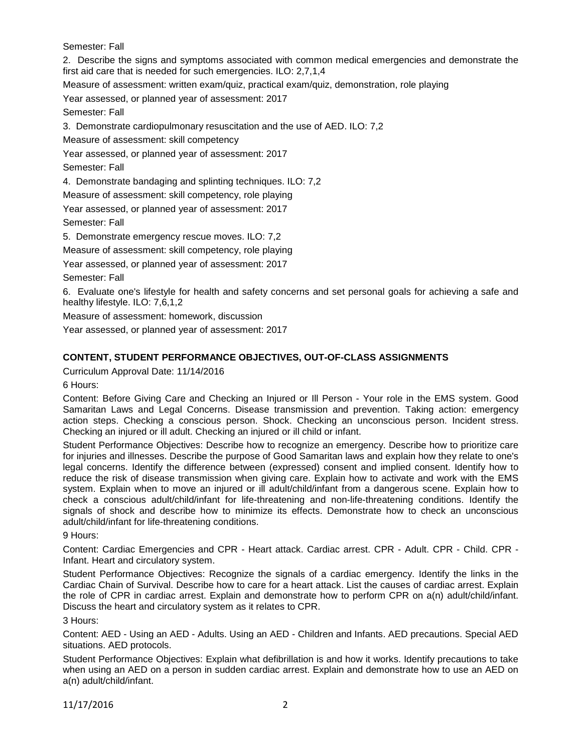Semester: Fall

2. Describe the signs and symptoms associated with common medical emergencies and demonstrate the first aid care that is needed for such emergencies. ILO: 2,7,1,4

Measure of assessment: written exam/quiz, practical exam/quiz, demonstration, role playing

Year assessed, or planned year of assessment: 2017

Semester: Fall

3. Demonstrate cardiopulmonary resuscitation and the use of AED. ILO: 7,2

Measure of assessment: skill competency

Year assessed, or planned year of assessment: 2017

Semester: Fall

4. Demonstrate bandaging and splinting techniques. ILO: 7,2

Measure of assessment: skill competency, role playing

Year assessed, or planned year of assessment: 2017

Semester: Fall

5. Demonstrate emergency rescue moves. ILO: 7,2

Measure of assessment: skill competency, role playing

Year assessed, or planned year of assessment: 2017

Semester: Fall

6. Evaluate one's lifestyle for health and safety concerns and set personal goals for achieving a safe and healthy lifestyle. ILO: 7,6,1,2

Measure of assessment: homework, discussion

Year assessed, or planned year of assessment: 2017

## CONTENT, STUDENT PERFORMANCE OBJECTIVES, OUT-OF-CLASS ASSIGNMENTS

Curriculum Approval Date: 11/14/2016

6 Hours:

Content: Before Giving Care and Checking an Injured or Ill Person - Your role in the EMS system. Good Samaritan Laws and Legal Concerns. Disease transmission and prevention. Taking action: emergency action steps. Checking a conscious person. Shock. Checking an unconscious person. Incident stress. Checking an injured or ill adult. Checking an injured or ill child or infant.

Student Performance Objectives: Describe how to recognize an emergency. Describe how to prioritize care for injuries and illnesses. Describe the purpose of Good Samaritan laws and explain how they relate to one's legal concerns. Identify the difference between (expressed) consent and implied consent. Identify how to reduce the risk of disease transmission when giving care. Explain how to activate and work with the EMS system. Explain when to move an injured or ill adult/child/infant from a dangerous scene. Explain how to check a conscious adult/child/infant for life-threatening and non-life-threatening conditions. Identify the signals of shock and describe how to minimize its effects. Demonstrate how to check an unconscious adult/child/infant for life-threatening conditions.

9 Hours:

Content: Cardiac Emergencies and CPR - Heart attack. Cardiac arrest. CPR - Adult. CPR - Child. CPR - Infant. Heart and circulatory system.

Student Performance Objectives: Recognize the signals of a cardiac emergency. Identify the links in the Cardiac Chain of Survival. Describe how to care for a heart attack. List the causes of cardiac arrest. Explain the role of CPR in cardiac arrest. Explain and demonstrate how to perform CPR on a(n) adult/child/infant. Discuss the heart and circulatory system as it relates to CPR.

3 Hours:

Content: AED - Using an AED - Adults. Using an AED - Children and Infants. AED precautions. Special AED situations. AED protocols.

Student Performance Objectives: Explain what defibrillation is and how it works. Identify precautions to take when using an AED on a person in sudden cardiac arrest. Explain and demonstrate how to use an AED on a(n) adult/child/infant.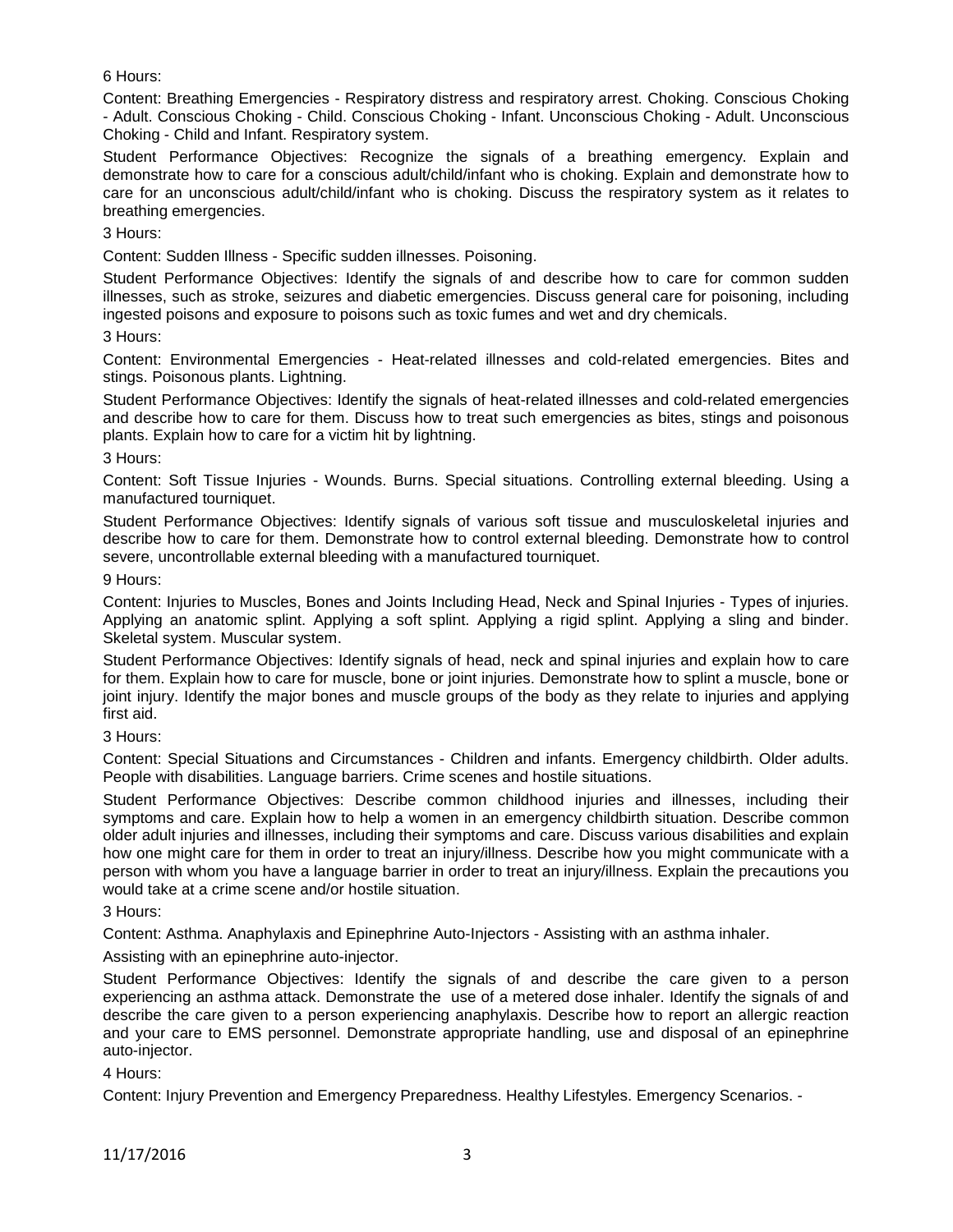6 Hours:

Content: Breathing Emergencies - Respiratory distress and respiratory arrest. Choking. Conscious Choking - Adult. Conscious Choking - Child. Conscious Choking - Infant. Unconscious Choking - Adult. Unconscious Choking - Child and Infant. Respiratory system.

Student Performance Objectives: Recognize the signals of a breathing emergency. Explain and demonstrate how to care for a conscious adult/child/infant who is choking. Explain and demonstrate how to care for an unconscious adult/child/infant who is choking. Discuss the respiratory system as it relates to breathing emergencies.

3 Hours:

Content: Sudden Illness - Specific sudden illnesses. Poisoning.

Student Performance Objectives: Identify the signals of and describe how to care for common sudden illnesses, such as stroke, seizures and diabetic emergencies. Discuss general care for poisoning, including ingested poisons and exposure to poisons such as toxic fumes and wet and dry chemicals.

3 Hours:

Content: Environmental Emergencies - Heat-related illnesses and cold-related emergencies. Bites and stings. Poisonous plants. Lightning.

Student Performance Objectives: Identify the signals of heat-related illnesses and cold-related emergencies and describe how to care for them. Discuss how to treat such emergencies as bites, stings and poisonous plants. Explain how to care for a victim hit by lightning.

3 Hours:

Content: Soft Tissue Injuries - Wounds. Burns. Special situations. Controlling external bleeding. Using a manufactured tourniquet.

Student Performance Objectives: Identify signals of various soft tissue and musculoskeletal injuries and describe how to care for them. Demonstrate how to control external bleeding. Demonstrate how to control severe, uncontrollable external bleeding with a manufactured tourniquet.

9 Hours:

Content: Injuries to Muscles, Bones and Joints Including Head, Neck and Spinal Injuries - Types of injuries. Applying an anatomic splint. Applying a soft splint. Applying a rigid splint. Applying a sling and binder. Skeletal system. Muscular system.

Student Performance Objectives: Identify signals of head, neck and spinal injuries and explain how to care for them. Explain how to care for muscle, bone or joint injuries. Demonstrate how to splint a muscle, bone or joint injury. Identify the major bones and muscle groups of the body as they relate to injuries and applying first aid.

3 Hours:

Content: Special Situations and Circumstances - Children and infants. Emergency childbirth. Older adults. People with disabilities. Language barriers. Crime scenes and hostile situations.

Student Performance Objectives: Describe common childhood injuries and illnesses, including their symptoms and care. Explain how to help a women in an emergency childbirth situation. Describe common older adult injuries and illnesses, including their symptoms and care. Discuss various disabilities and explain how one might care for them in order to treat an injury/illness. Describe how you might communicate with a person with whom you have a language barrier in order to treat an injury/illness. Explain the precautions you would take at a crime scene and/or hostile situation.

3 Hours:

Content: Asthma. Anaphylaxis and Epinephrine Auto-Injectors - Assisting with an asthma inhaler.

Assisting with an epinephrine auto-injector.

Student Performance Objectives: Identify the signals of and describe the care given to a person experiencing an asthma attack. Demonstrate the use of a metered dose inhaler. Identify the signals of and describe the care given to a person experiencing anaphylaxis. Describe how to report an allergic reaction and your care to EMS personnel. Demonstrate appropriate handling, use and disposal of an epinephrine auto-injector.

4 Hours:

Content: Injury Prevention and Emergency Preparedness. Healthy Lifestyles. Emergency Scenarios. -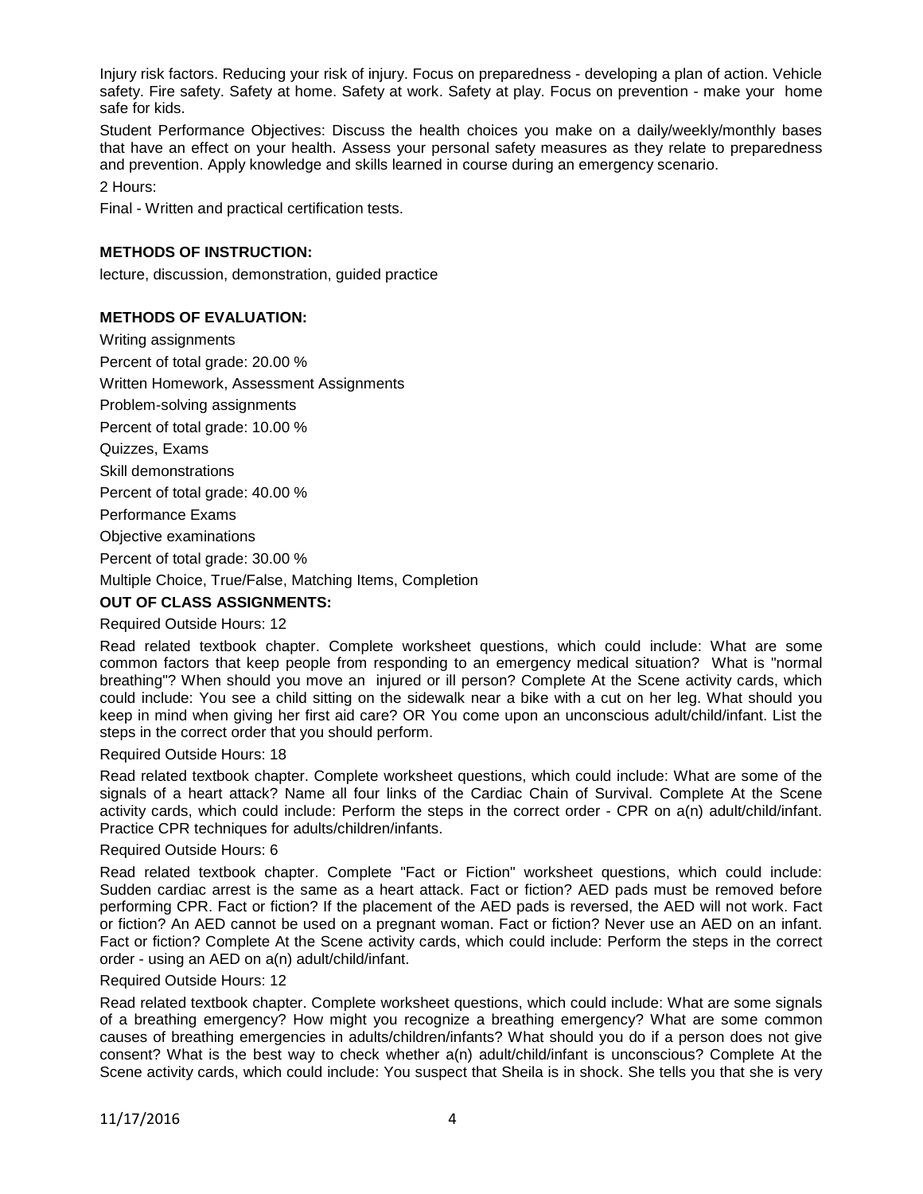Injury risk factors. Reducing your risk of injury. Focus on preparedness - developing a plan of action. Vehicle safety. Fire safety. Safety at home. Safety at work. Safety at play. Focus on prevention - make your home safe for kids.

Student Performance Objectives: Discuss the health choices you make on a daily/weekly/monthly bases that have an effect on your health. Assess your personal safety measures as they relate to preparedness and prevention. Apply knowledge and skills learned in course during an emergency scenario.

2 Hours:

Final - Written and practical certification tests.

**METHODS OF INSTRUCTION:**

lecture, discussion, demonstration, guided practice

**METHODS OF EVALUATION:**

Writing assignments

Percent of total grade: 20.00 %

Written Homework, Assessment Assignments

Problem-solving assignments

Percent of total grade: 10.00 %

Quizzes, Exams

Skill demonstrations

Percent of total grade: 40.00 %

Performance Exams

Objective examinations

Percent of total grade: 30.00 %

Multiple Choice, True/False, Matching Items, Completion

**OUT OF CLASS ASSIGNMENTS:**

Required Outside Hours: 12

Read related textbook chapter. Complete worksheet questions, which could include: What are some common factors that keep people from responding to an emergency medical situation? What is "normal breathing"? When should you move an injured or ill person? Complete At the Scene activity cards, which could include: You see a child sitting on the sidewalk near a bike with a cut on her leg. What should you keep in mind when giving her first aid care? OR You come upon an unconscious adult/child/infant. List the steps in the correct order that you should perform.

Required Outside Hours: 18

Read related textbook chapter. Complete worksheet questions, which could include: What are some of the signals of a heart attack? Name all four links of the Cardiac Chain of Survival. Complete At the Scene activity cards, which could include: Perform the steps in the correct order - CPR on a(n) adult/child/infant. Practice CPR techniques for adults/children/infants.

Required Outside Hours: 6

Read related textbook chapter. Complete "Fact or Fiction" worksheet questions, which could include: Sudden cardiac arrest is the same as a heart attack. Fact or fiction? AED pads must be removed before performing CPR. Fact or fiction? If the placement of the AED pads is reversed, the AED will not work. Fact or fiction? An AED cannot be used on a pregnant woman. Fact or fiction? Never use an AED on an infant. Fact or fiction? Complete At the Scene activity cards, which could include: Perform the steps in the correct order - using an AED on a(n) adult/child/infant.

Required Outside Hours: 12

Read related textbook chapter. Complete worksheet questions, which could include: What are some signals of a breathing emergency? How might you recognize a breathing emergency? What are some common causes of breathing emergencies in adults/children/infants? What should you do if a person does not give consent? What is the best way to check whether a(n) adult/child/infant is unconscious? Complete At the Scene activity cards, which could include: You suspect that Sheila is in shock. She tells you that she is very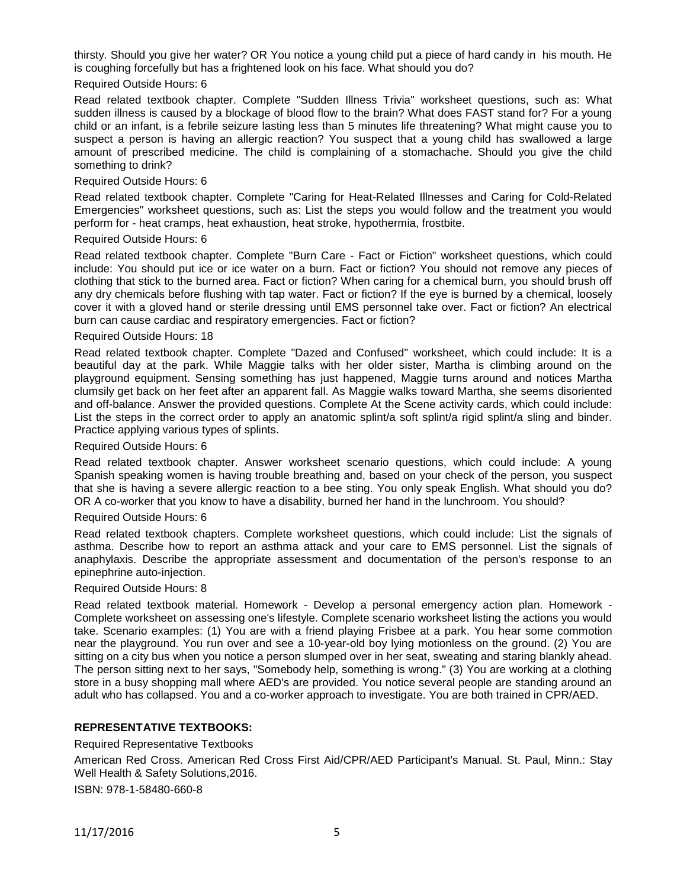thirsty. Should you give her water? OR You notice a young child put a piece of hard candy in his mouth. He is coughing forcefully but has a frightened look on his face. What should you do?

Required Outside Hours: 6

Read related textbook chapter. Complete "Sudden Illness Trivia" worksheet questions, such as: What sudden illness is caused by a blockage of blood flow to the brain? What does FAST stand for? For a young child or an infant, is a febrile seizure lasting less than 5 minutes life threatening? What might cause you to suspect a person is having an allergic reaction? You suspect that a young child has swallowed a large amount of prescribed medicine. The child is complaining of a stomachache. Should you give the child something to drink?

Required Outside Hours: 6

Read related textbook chapter. Complete "Caring for Heat-Related Illnesses and Caring for Cold-Related Emergencies" worksheet questions, such as: List the steps you would follow and the treatment you would perform for - heat cramps, heat exhaustion, heat stroke, hypothermia, frostbite.

Required Outside Hours: 6

Read related textbook chapter. Complete "Burn Care - Fact or Fiction" worksheet questions, which could include: You should put ice or ice water on a burn. Fact or fiction? You should not remove any pieces of clothing that stick to the burned area. Fact or fiction? When caring for a chemical burn, you should brush off any dry chemicals before flushing with tap water. Fact or fiction? If the eye is burned by a chemical, loosely cover it with a gloved hand or sterile dressing until EMS personnel take over. Fact or fiction? An electrical burn can cause cardiac and respiratory emergencies. Fact or fiction?

Required Outside Hours: 18

Read related textbook chapter. Complete "Dazed and Confused" worksheet, which could include: It is a beautiful day at the park. While Maggie talks with her older sister, Martha is climbing around on the playground equipment. Sensing something has just happened, Maggie turns around and notices Martha clumsily get back on her feet after an apparent fall. As Maggie walks toward Martha, she seems disoriented and off-balance. Answer the provided questions. Complete At the Scene activity cards, which could include: List the steps in the correct order to apply an anatomic splint/a soft splint/a rigid splint/a sling and binder. Practice applying various types of splints.

Required Outside Hours: 6

Read related textbook chapter. Answer worksheet scenario questions, which could include: A young Spanish speaking women is having trouble breathing and, based on your check of the person, you suspect that she is having a severe allergic reaction to a bee sting. You only speak English. What should you do? OR A co-worker that you know to have a disability, burned her hand in the lunchroom. You should?

Required Outside Hours: 6

Read related textbook chapters. Complete worksheet questions, which could include: List the signals of asthma. Describe how to report an asthma attack and your care to EMS personnel. List the signals of anaphylaxis. Describe the appropriate assessment and documentation of the person's response to an epinephrine auto-injection.

Required Outside Hours: 8

Read related textbook material. Homework - Develop a personal emergency action plan. Homework - Complete worksheet on assessing one's lifestyle. Complete scenario worksheet listing the actions you would take. Scenario examples: (1) You are with a friend playing Frisbee at a park. You hear some commotion near the playground. You run over and see a 10-year-old boy lying motionless on the ground. (2) You are sitting on a city bus when you notice a person slumped over in her seat, sweating and staring blankly ahead. The person sitting next to her says, "Somebody help, something is wrong." (3) You are working at a clothing store in a busy shopping mall where AED's are provided. You notice several people are standing around an adult who has collapsed. You and a co-worker approach to investigate. You are both trained in CPR/AED.

**REPRESENTATIVE TEXTBOOKS:**

Required Representative Textbooks

American Red Cross. American Red Cross First Aid/CPR/AED Participant's Manual. St. Paul, Minn.: Stay Well Health & Safety Solutions,2016.

ISBN: 978-1-58480-660-8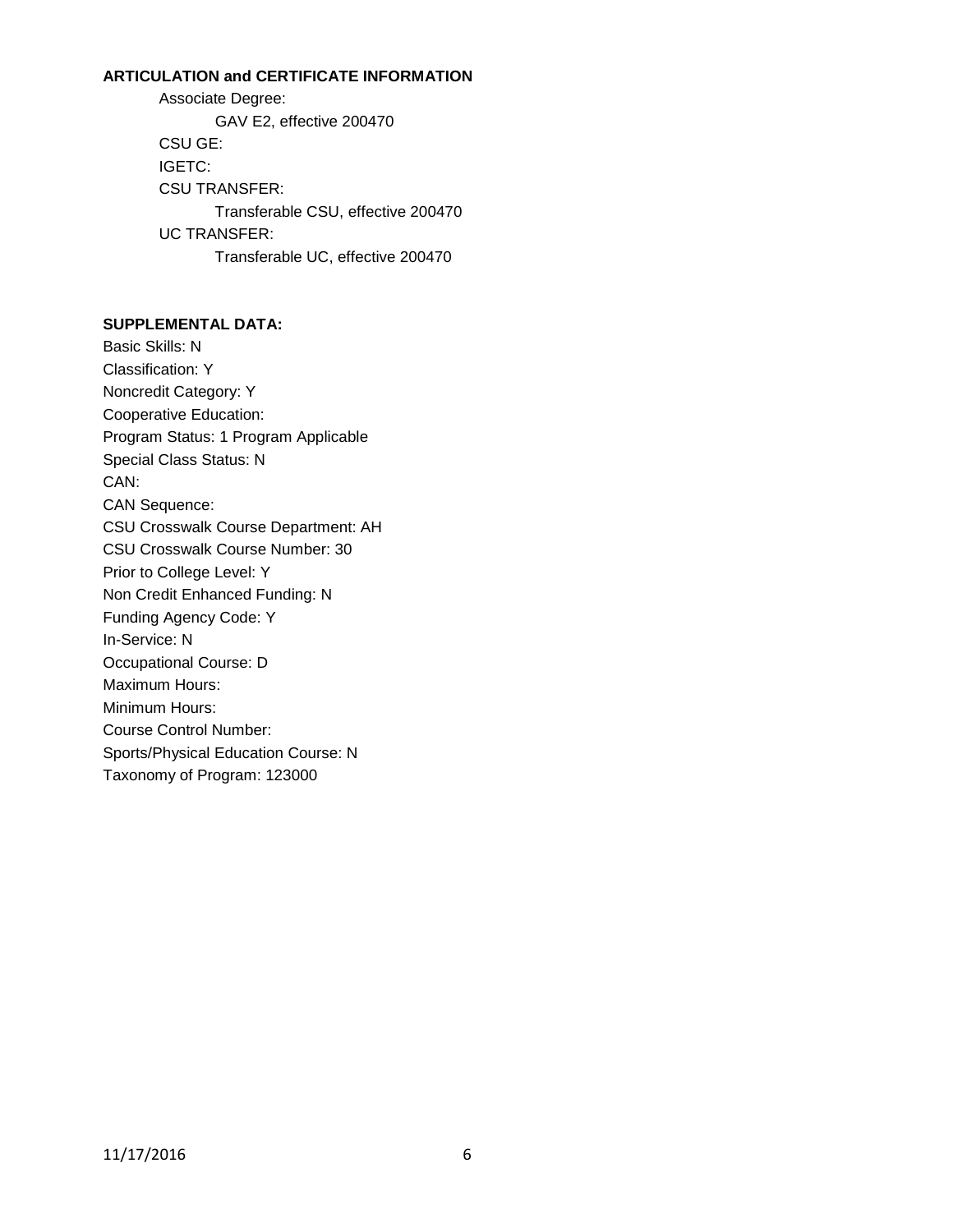**ARTICULATION and CERTIFICATE INFORMATION**

Associate Degree:

GAV E2, effective 200470

CSU GE:

IGETC:

CSU TRANSFER:

Transferable CSU, effective 200470

UC TRANSFER:

Transferable UC, effective 200470

**SUPPLEMENTAL DATA:**

Basic Skills: N
Classification: Y
Noncredit Category: Y
Cooperative Education:
Program Status: 1 Program Applicable
Special Class Status: N
CAN:
CAN Sequence:
CSU Crosswalk Course Department: AH
CSU Crosswalk Course Number: 30
Prior to College Level: Y
Non Credit Enhanced Funding: N
Funding Agency Code: Y
In-Service: N
Occupational Course: D
Maximum Hours:
Minimum Hours:
Course Control Number:
Sports/Physical Education Course: N
Taxonomy of Program: 123000